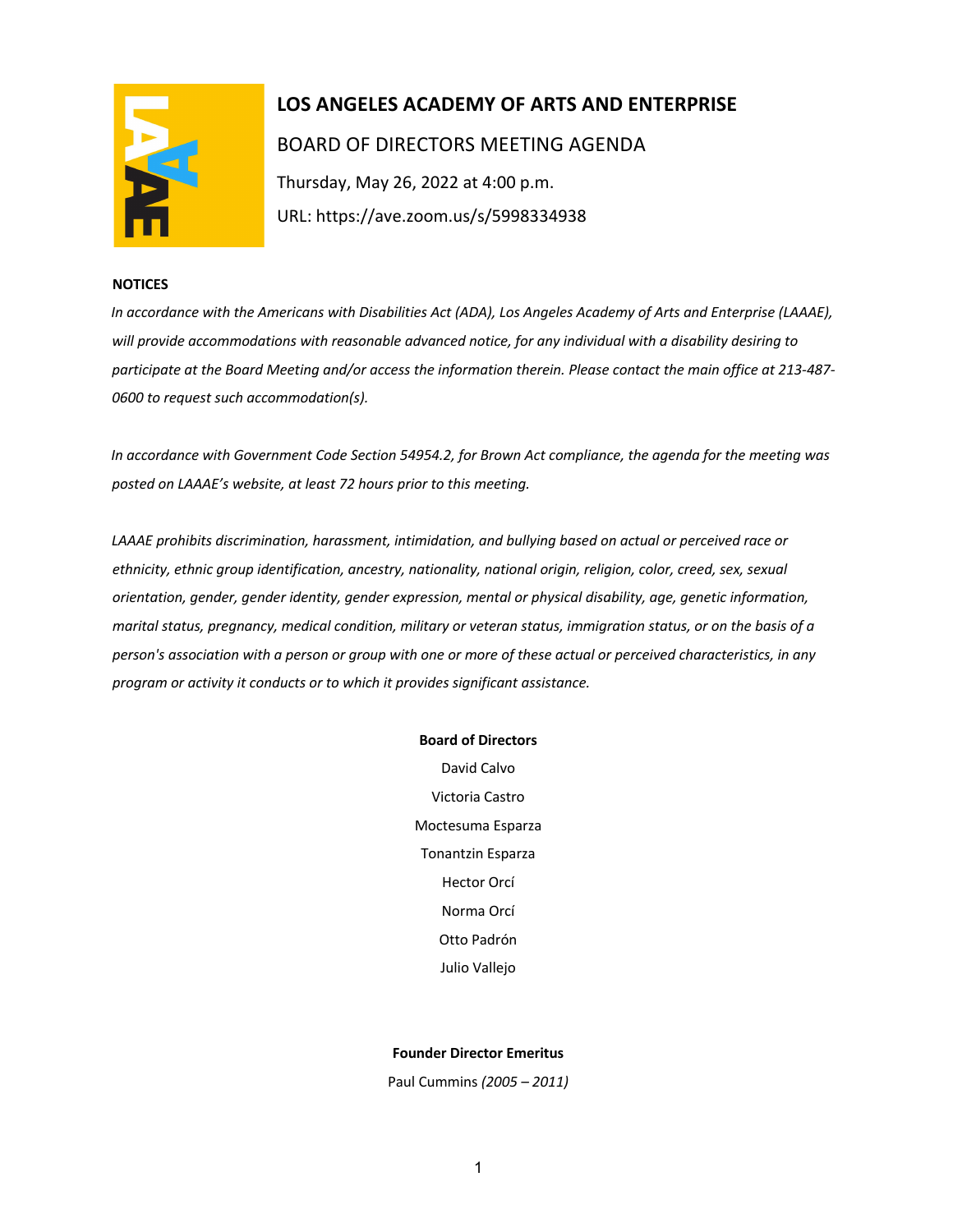# LOS ANGELES ACADEMY OF ARTS AND ENTERPRISE

## BOARD OF DIRECTORS MEETING AGENDA

Thursday, May 26, 2022 at 4:00 p.m.

URL: https://ave.zoom.us/s/5998334938

**NOTICES**

*In accordance with the Americans with Disabilities Act (ADA), Los Angeles Academy of Arts and Enterprise (LAAAE), will provide accommodations with reasonable advanced notice, for any individual with a disability desiring to participate at the Board Meeting and/or access the information therein. Please contact the main office at 213-487-0600 to request such accommodation(s).*

*In accordance with Government Code Section 54954.2, for Brown Act compliance, the agenda for the meeting was posted on LAAAE's website, at least 72 hours prior to this meeting.*

*LAAAE prohibits discrimination, harassment, intimidation, and bullying based on actual or perceived race or ethnicity, ethnic group identification, ancestry, nationality, national origin, religion, color, creed, sex, sexual orientation, gender, gender identity, gender expression, mental or physical disability, age, genetic information, marital status, pregnancy, medical condition, military or veteran status, immigration status, or on the basis of a person's association with a person or group with one or more of these actual or perceived characteristics, in any program or activity it conducts or to which it provides significant assistance.*

**Board of Directors**

David Calvo

Victoria Castro

Moctesuma Esparza

Tonantzin Esparza

Hector Orcí

Norma Orcí

Otto Padrón

Julio Vallejo

**Founder Director Emeritus**

Paul Cummins *(2005 – 2011)*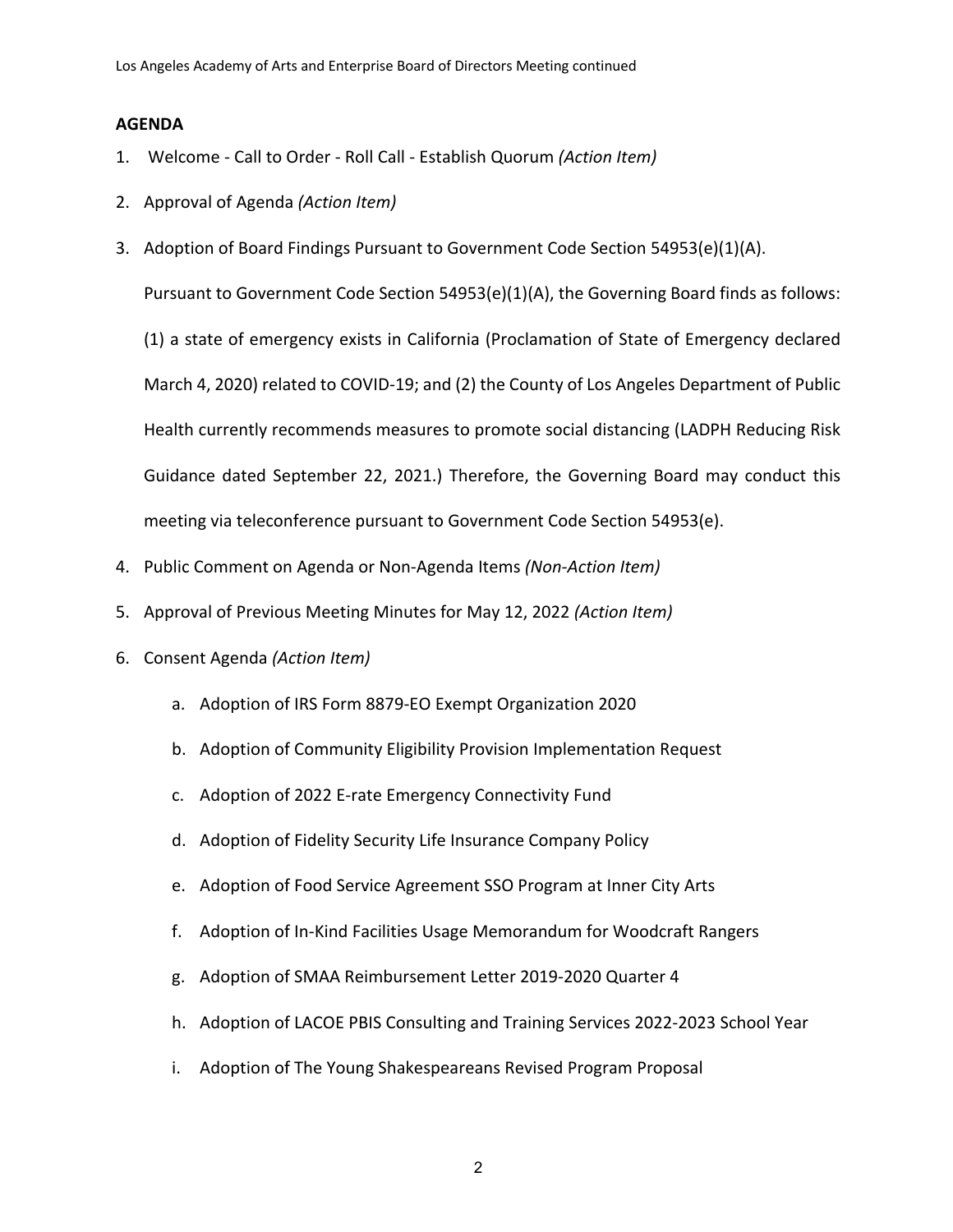## AGENDA

1. Welcome - Call to Order - Roll Call - Establish Quorum *(Action Item)*
2. Approval of Agenda *(Action Item)*
3. Adoption of Board Findings Pursuant to Government Code Section 54953(e)(1)(A).

   Pursuant to Government Code Section 54953(e)(1)(A), the Governing Board finds as follows: (1) a state of emergency exists in California (Proclamation of State of Emergency declared March 4, 2020) related to COVID-19; and (2) the County of Los Angeles Department of Public Health currently recommends measures to promote social distancing (LADPH Reducing Risk Guidance dated September 22, 2021.) Therefore, the Governing Board may conduct this meeting via teleconference pursuant to Government Code Section 54953(e).
4. Public Comment on Agenda or Non-Agenda Items *(Non-Action Item)*
5. Approval of Previous Meeting Minutes for May 12, 2022 *(Action Item)*
6. Consent Agenda *(Action Item)*
   a. Adoption of IRS Form 8879-EO Exempt Organization 2020
   b. Adoption of Community Eligibility Provision Implementation Request
   c. Adoption of 2022 E-rate Emergency Connectivity Fund
   d. Adoption of Fidelity Security Life Insurance Company Policy
   e. Adoption of Food Service Agreement SSO Program at Inner City Arts
   f. Adoption of In-Kind Facilities Usage Memorandum for Woodcraft Rangers
   g. Adoption of SMAA Reimbursement Letter 2019-2020 Quarter 4
   h. Adoption of LACOE PBIS Consulting and Training Services 2022-2023 School Year
   i. Adoption of The Young Shakespeareans Revised Program Proposal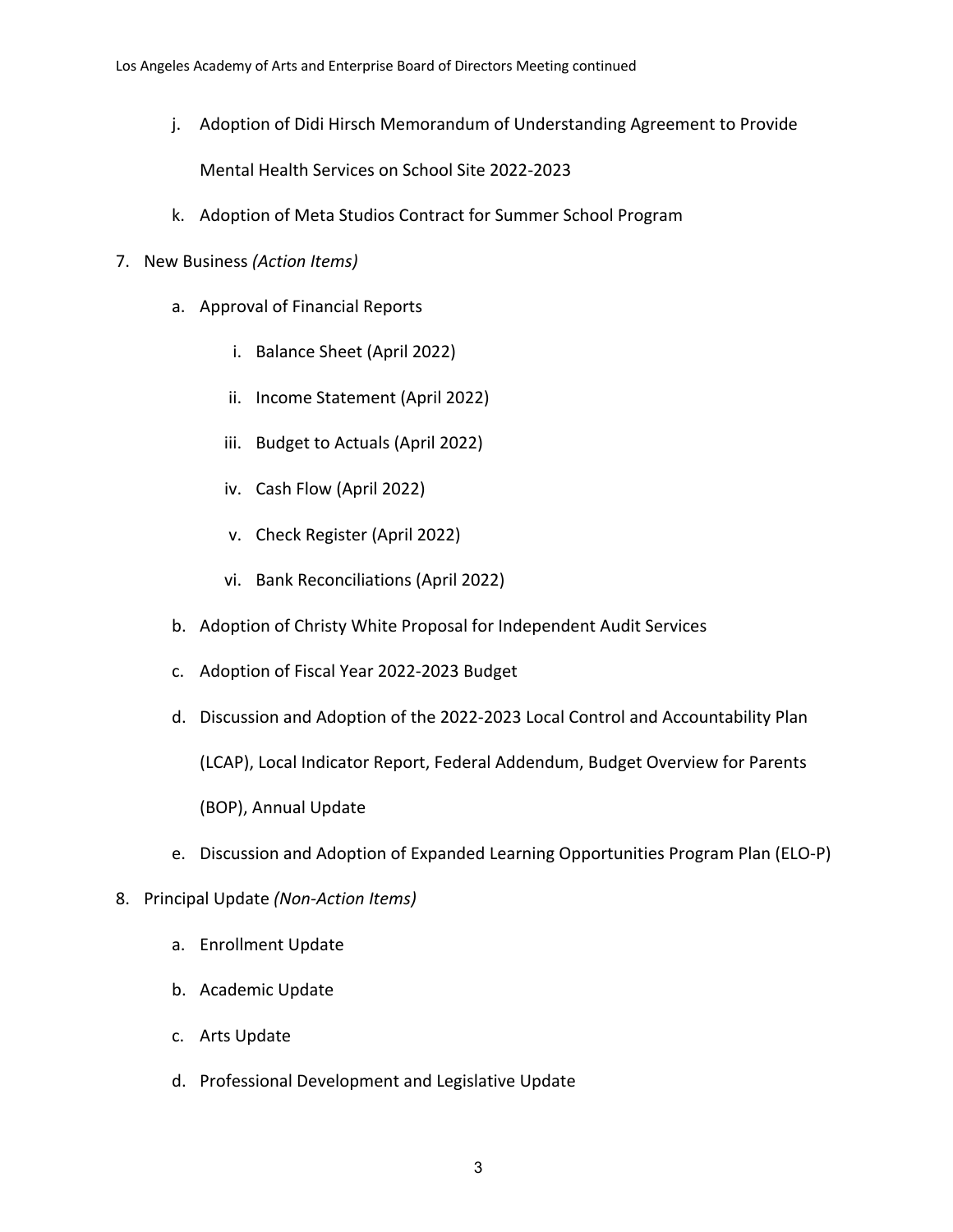j. Adoption of Didi Hirsch Memorandum of Understanding Agreement to Provide Mental Health Services on School Site 2022-2023
   k. Adoption of Meta Studios Contract for Summer School Program

7. New Business *(Action Items)*
   a. Approval of Financial Reports
      i. Balance Sheet (April 2022)
      ii. Income Statement (April 2022)
      iii. Budget to Actuals (April 2022)
      iv. Cash Flow (April 2022)
      v. Check Register (April 2022)
      vi. Bank Reconciliations (April 2022)
   b. Adoption of Christy White Proposal for Independent Audit Services
   c. Adoption of Fiscal Year 2022-2023 Budget
   d. Discussion and Adoption of the 2022-2023 Local Control and Accountability Plan (LCAP), Local Indicator Report, Federal Addendum, Budget Overview for Parents (BOP), Annual Update
   e. Discussion and Adoption of Expanded Learning Opportunities Program Plan (ELO-P)

8. Principal Update *(Non-Action Items)*
   a. Enrollment Update
   b. Academic Update
   c. Arts Update
   d. Professional Development and Legislative Update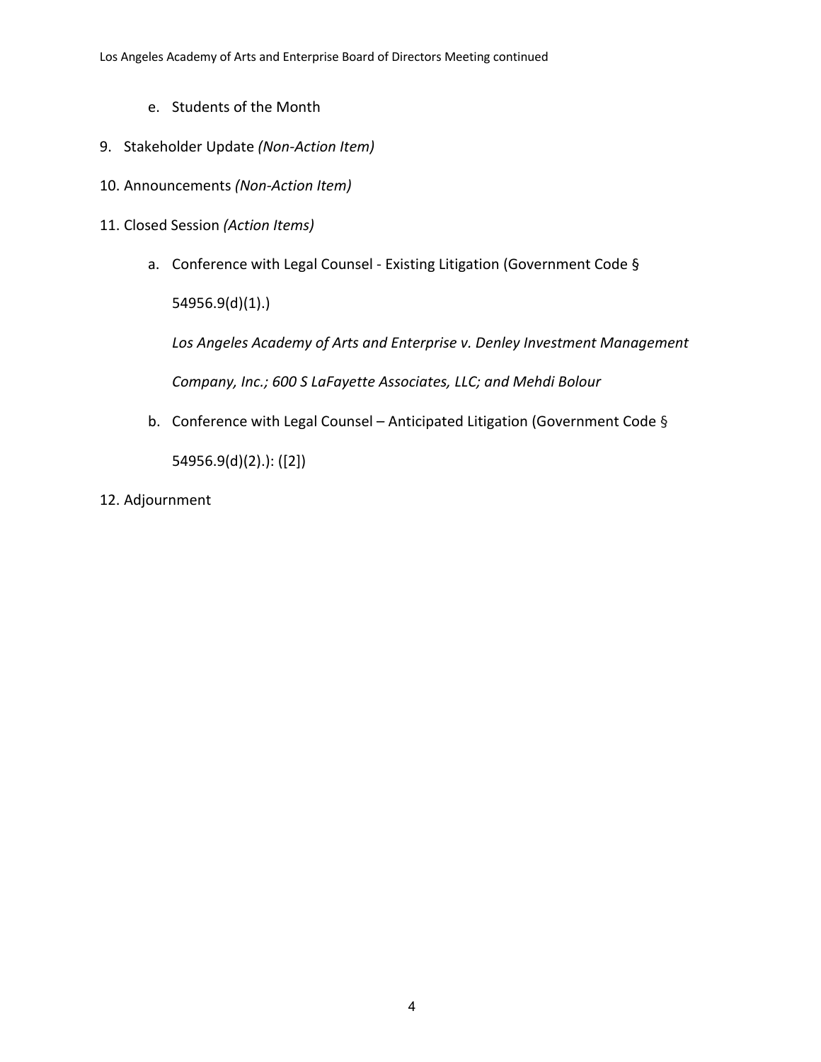e. Students of the Month

9. Stakeholder Update *(Non-Action Item)*

10. Announcements *(Non-Action Item)*

11. Closed Session *(Action Items)*

    a. Conference with Legal Counsel - Existing Litigation (Government Code § 54956.9(d)(1).)

       *Los Angeles Academy of Arts and Enterprise v. Denley Investment Management Company, Inc.; 600 S LaFayette Associates, LLC; and Mehdi Bolour*

    b. Conference with Legal Counsel – Anticipated Litigation (Government Code § 54956.9(d)(2).): ([2])

12. Adjournment